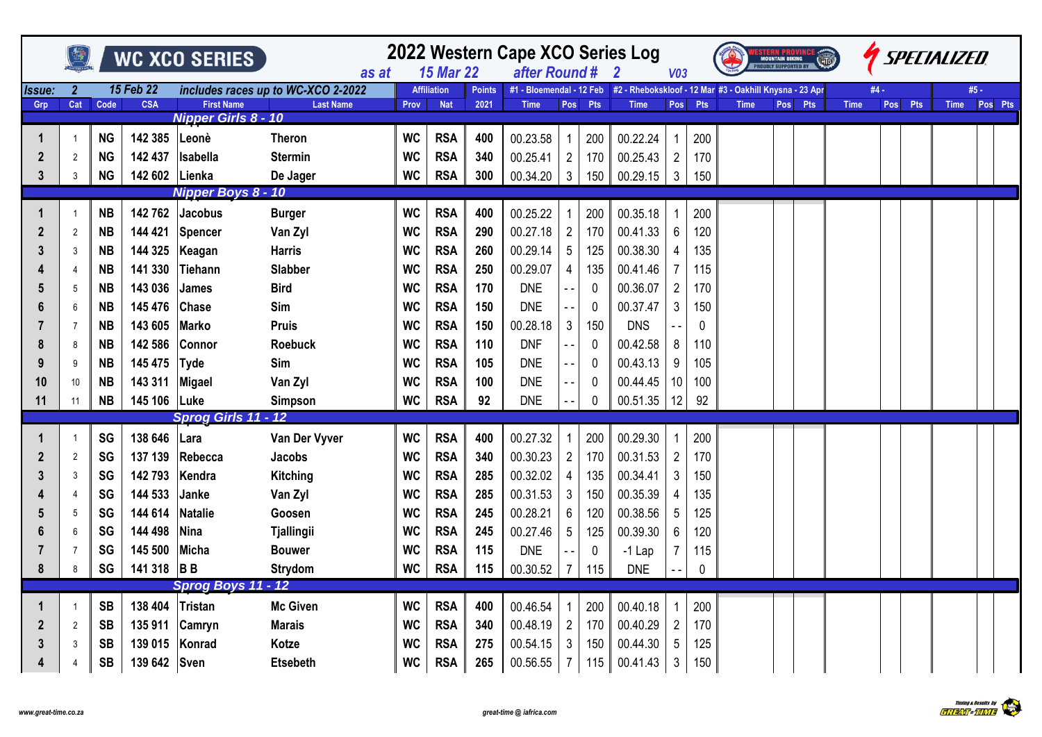# WC XCO SERIES

# 2022 Western Cape XCO Series Log

as at 15 Mar 22 after Round # 2 V03

Issue: 2 15 Feb 22 includes races up to WC-XCO 2-2022

| Grp | Cat | Code | CSA | First Name | Last Name | Affiliation Prov | Affiliation Nat | Points 2021 | #1 - Bloemendal - 12 Feb Time | #1 Pos | #1 Pts | #2 - Rhebokskloof - 12 Mar Time | #2 Pos | #2 Pts | #3 - Oakhill Knysna - 23 Apr Time | #3 Pos | #3 Pts | #4 - Time | #4 Pos | #4 Pts | #5 - Time | #5 Pos | #5 Pts |
|---|---|---|---|---|---|---|---|---|---|---|---|---|---|---|---|---|---|---|---|---|---|---|---|
| **Nipper Girls 8 - 10** | | | | | | | | | | | | | | | | | | | | | | | |
| 1 | 1 | NG | 142 385 | Leonè | Theron | WC | RSA | 400 | 00.23.58 | 1 | 200 | 00.22.24 | 1 | 200 | | | | | | | | | |
| 2 | 2 | NG | 142 437 | Isabella | Stermin | WC | RSA | 340 | 00.25.41 | 2 | 170 | 00.25.43 | 2 | 170 | | | | | | | | | |
| 3 | 3 | NG | 142 602 | Lienka | De Jager | WC | RSA | 300 | 00.34.20 | 3 | 150 | 00.29.15 | 3 | 150 | | | | | | | | | |
| **Nipper Boys 8 - 10** | | | | | | | | | | | | | | | | | | | | | | | |
| 1 | 1 | NB | 142 762 | Jacobus | Burger | WC | RSA | 400 | 00.25.22 | 1 | 200 | 00.35.18 | 1 | 200 | | | | | | | | | |
| 2 | 2 | NB | 144 421 | Spencer | Van Zyl | WC | RSA | 290 | 00.27.18 | 2 | 170 | 00.41.33 | 6 | 120 | | | | | | | | | |
| 3 | 3 | NB | 144 325 | Keagan | Harris | WC | RSA | 260 | 00.29.14 | 5 | 125 | 00.38.30 | 4 | 135 | | | | | | | | | |
| 4 | 4 | NB | 141 330 | Tiehann | Slabber | WC | RSA | 250 | 00.29.07 | 4 | 135 | 00.41.46 | 7 | 115 | | | | | | | | | |
| 5 | 5 | NB | 143 036 | James | Bird | WC | RSA | 170 | DNE | - - | 0 | 00.36.07 | 2 | 170 | | | | | | | | | |
| 6 | 6 | NB | 145 476 | Chase | Sim | WC | RSA | 150 | DNE | - - | 0 | 00.37.47 | 3 | 150 | | | | | | | | | |
| 7 | 7 | NB | 143 605 | Marko | Pruis | WC | RSA | 150 | 00.28.18 | 3 | 150 | DNS | - - | 0 | | | | | | | | | |
| 8 | 8 | NB | 142 586 | Connor | Roebuck | WC | RSA | 110 | DNF | - - | 0 | 00.42.58 | 8 | 110 | | | | | | | | | |
| 9 | 9 | NB | 145 475 | Tyde | Sim | WC | RSA | 105 | DNE | - - | 0 | 00.43.13 | 9 | 105 | | | | | | | | | |
| 10 | 10 | NB | 143 311 | Migael | Van Zyl | WC | RSA | 100 | DNE | - - | 0 | 00.44.45 | 10 | 100 | | | | | | | | | |
| 11 | 11 | NB | 145 106 | Luke | Simpson | WC | RSA | 92 | DNE | - - | 0 | 00.51.35 | 12 | 92 | | | | | | | | | |
| **Sprog Girls 11 - 12** | | | | | | | | | | | | | | | | | | | | | | | |
| 1 | 1 | SG | 138 646 | Lara | Van Der Vyver | WC | RSA | 400 | 00.27.32 | 1 | 200 | 00.29.30 | 1 | 200 | | | | | | | | | |
| 2 | 2 | SG | 137 139 | Rebecca | Jacobs | WC | RSA | 340 | 00.30.23 | 2 | 170 | 00.31.53 | 2 | 170 | | | | | | | | | |
| 3 | 3 | SG | 142 793 | Kendra | Kitching | WC | RSA | 285 | 00.32.02 | 4 | 135 | 00.34.41 | 3 | 150 | | | | | | | | | |
| 4 | 4 | SG | 144 533 | Janke | Van Zyl | WC | RSA | 285 | 00.31.53 | 3 | 150 | 00.35.39 | 4 | 135 | | | | | | | | | |
| 5 | 5 | SG | 144 614 | Natalie | Goosen | WC | RSA | 245 | 00.28.21 | 6 | 120 | 00.38.56 | 5 | 125 | | | | | | | | | |
| 6 | 6 | SG | 144 498 | Nina | Tjallingii | WC | RSA | 245 | 00.27.46 | 5 | 125 | 00.39.30 | 6 | 120 | | | | | | | | | |
| 7 | 7 | SG | 145 500 | Micha | Bouwer | WC | RSA | 115 | DNE | - - | 0 | -1 Lap | 7 | 115 | | | | | | | | | |
| 8 | 8 | SG | 141 318 | B B | Strydom | WC | RSA | 115 | 00.30.52 | 7 | 115 | DNE | - - | 0 | | | | | | | | | |
| **Sprog Boys 11 - 12** | | | | | | | | | | | | | | | | | | | | | | | |
| 1 | 1 | SB | 138 404 | Tristan | Mc Given | WC | RSA | 400 | 00.46.54 | 1 | 200 | 00.40.18 | 1 | 200 | | | | | | | | | |
| 2 | 2 | SB | 135 911 | Camryn | Marais | WC | RSA | 340 | 00.48.19 | 2 | 170 | 00.40.29 | 2 | 170 | | | | | | | | | |
| 3 | 3 | SB | 139 015 | Konrad | Kotze | WC | RSA | 275 | 00.54.15 | 3 | 150 | 00.44.30 | 5 | 125 | | | | | | | | | |
| 4 | 4 | SB | 139 642 | Sven | Etsebeth | WC | RSA | 265 | 00.56.55 | 7 | 115 | 00.41.43 | 3 | 150 | | | | | | | | | |

www.great-time.co.za great-time @ iafrica.com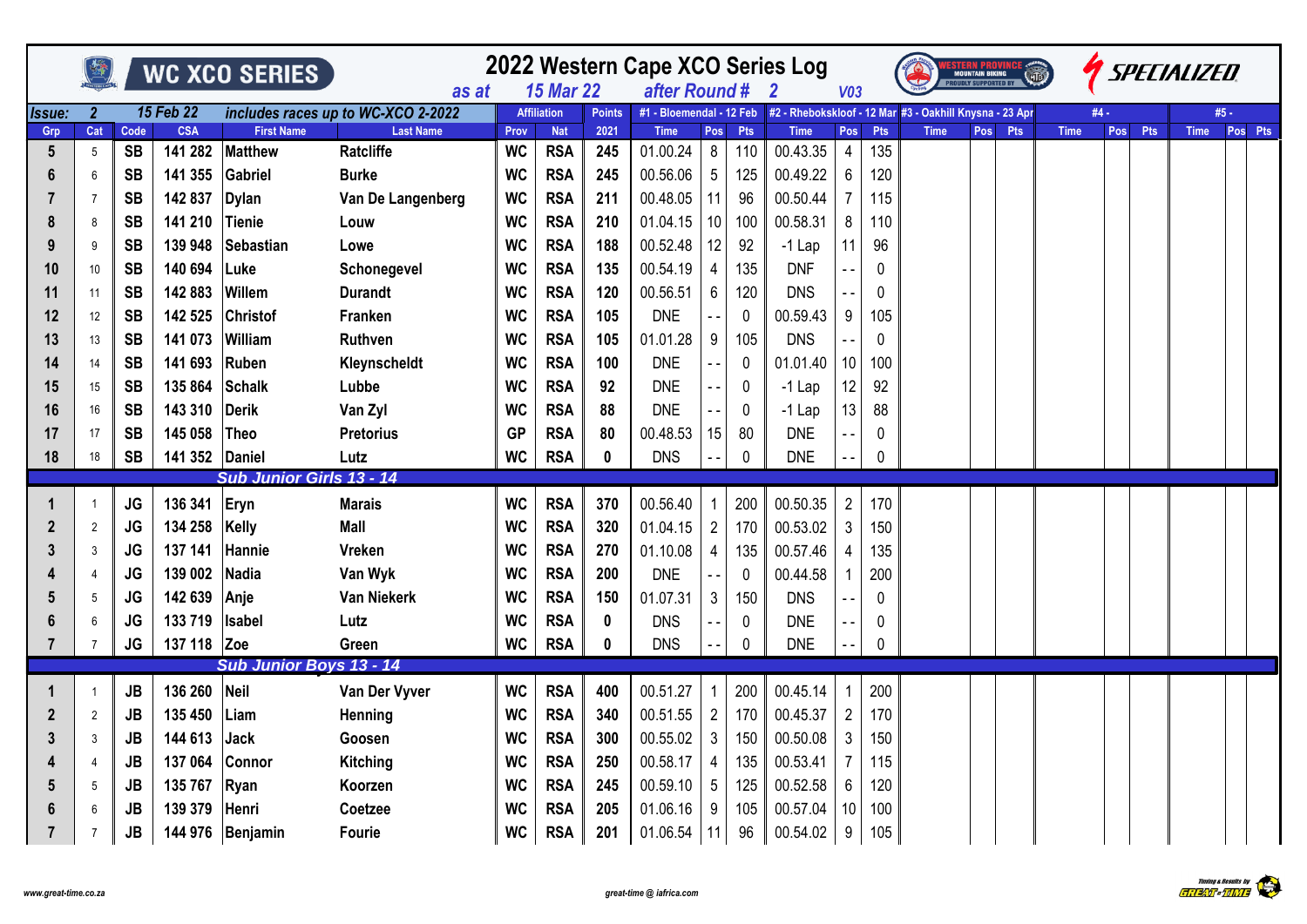# 2022 Western Cape XCO Series Log

WC XCO SERIES

as at 15 Mar 22 after Round # 2 V03

Issue: 2 | 15 Feb 22 | includes races up to WC-XCO 2-2022

| Grp | Cat | Code | CSA | First Name | Last Name | Prov | Nat | Points 2021 | #1 - Bloemendal - 12 Feb Time | Pos | Pts | #2 - Rhebokskloof - 12 Mar Time | Pos | Pts | #3 - Oakhill Knysna - 23 Apr Time | Pos | Pts | #4 - Time | Pos | Pts | #5 - Time | Pos | Pts |
|---|---|---|---|---|---|---|---|---|---|---|---|---|---|---|---|---|---|---|---|---|---|---|---|
| 5 | 5 | SB | 141 282 | Matthew | Ratcliffe | WC | RSA | 245 | 01.00.24 | 8 | 110 | 00.43.35 | 4 | 135 | | | | | | | | | |
| 6 | 6 | SB | 141 355 | Gabriel | Burke | WC | RSA | 245 | 00.56.06 | 5 | 125 | 00.49.22 | 6 | 120 | | | | | | | | | |
| 7 | 7 | SB | 142 837 | Dylan | Van De Langenberg | WC | RSA | 211 | 00.48.05 | 11 | 96 | 00.50.44 | 7 | 115 | | | | | | | | | |
| 8 | 8 | SB | 141 210 | Tienie | Louw | WC | RSA | 210 | 01.04.15 | 10 | 100 | 00.58.31 | 8 | 110 | | | | | | | | | |
| 9 | 9 | SB | 139 948 | Sebastian | Lowe | WC | RSA | 188 | 00.52.48 | 12 | 92 | -1 Lap | 11 | 96 | | | | | | | | | |
| 10 | 10 | SB | 140 694 | Luke | Schonegevel | WC | RSA | 135 | 00.54.19 | 4 | 135 | DNF | - - | 0 | | | | | | | | | |
| 11 | 11 | SB | 142 883 | Willem | Durandt | WC | RSA | 120 | 00.56.51 | 6 | 120 | DNS | - - | 0 | | | | | | | | | |
| 12 | 12 | SB | 142 525 | Christof | Franken | WC | RSA | 105 | DNE | - - | 0 | 00.59.43 | 9 | 105 | | | | | | | | | |
| 13 | 13 | SB | 141 073 | William | Ruthven | WC | RSA | 105 | 01.01.28 | 9 | 105 | DNS | - - | 0 | | | | | | | | | |
| 14 | 14 | SB | 141 693 | Ruben | Kleynscheldt | WC | RSA | 100 | DNE | - - | 0 | 01.01.40 | 10 | 100 | | | | | | | | | |
| 15 | 15 | SB | 135 864 | Schalk | Lubbe | WC | RSA | 92 | DNE | - - | 0 | -1 Lap | 12 | 92 | | | | | | | | | |
| 16 | 16 | SB | 143 310 | Derik | Van Zyl | WC | RSA | 88 | DNE | - - | 0 | -1 Lap | 13 | 88 | | | | | | | | | |
| 17 | 17 | SB | 145 058 | Theo | Pretorius | GP | RSA | 80 | 00.48.53 | 15 | 80 | DNE | - - | 0 | | | | | | | | | |
| 18 | 18 | SB | 141 352 | Daniel | Lutz | WC | RSA | 0 | DNS | - - | 0 | DNE | - - | 0 | | | | | | | | | |
| | | | | **Sub Junior Girls 13 - 14** | | | | | | | | | | | | | | | | | | | |
| 1 | 1 | JG | 136 341 | Eryn | Marais | WC | RSA | 370 | 00.56.40 | 1 | 200 | 00.50.35 | 2 | 170 | | | | | | | | | |
| 2 | 2 | JG | 134 258 | Kelly | Mall | WC | RSA | 320 | 01.04.15 | 2 | 170 | 00.53.02 | 3 | 150 | | | | | | | | | |
| 3 | 3 | JG | 137 141 | Hannie | Vreken | WC | RSA | 270 | 01.10.08 | 4 | 135 | 00.57.46 | 4 | 135 | | | | | | | | | |
| 4 | 4 | JG | 139 002 | Nadia | Van Wyk | WC | RSA | 200 | DNE | - - | 0 | 00.44.58 | 1 | 200 | | | | | | | | | |
| 5 | 5 | JG | 142 639 | Anje | Van Niekerk | WC | RSA | 150 | 01.07.31 | 3 | 150 | DNS | - - | 0 | | | | | | | | | |
| 6 | 6 | JG | 133 719 | Isabel | Lutz | WC | RSA | 0 | DNS | - - | 0 | DNE | - - | 0 | | | | | | | | | |
| 7 | 7 | JG | 137 118 | Zoe | Green | WC | RSA | 0 | DNS | - - | 0 | DNE | - - | 0 | | | | | | | | | |
| | | | | **Sub Junior Boys 13 - 14** | | | | | | | | | | | | | | | | | | | |
| 1 | 1 | JB | 136 260 | Neil | Van Der Vyver | WC | RSA | 400 | 00.51.27 | 1 | 200 | 00.45.14 | 1 | 200 | | | | | | | | | |
| 2 | 2 | JB | 135 450 | Liam | Henning | WC | RSA | 340 | 00.51.55 | 2 | 170 | 00.45.37 | 2 | 170 | | | | | | | | | |
| 3 | 3 | JB | 144 613 | Jack | Goosen | WC | RSA | 300 | 00.55.02 | 3 | 150 | 00.50.08 | 3 | 150 | | | | | | | | | |
| 4 | 4 | JB | 137 064 | Connor | Kitching | WC | RSA | 250 | 00.58.17 | 4 | 135 | 00.53.41 | 7 | 115 | | | | | | | | | |
| 5 | 5 | JB | 135 767 | Ryan | Koorzen | WC | RSA | 245 | 00.59.10 | 5 | 125 | 00.52.58 | 6 | 120 | | | | | | | | | |
| 6 | 6 | JB | 139 379 | Henri | Coetzee | WC | RSA | 205 | 01.06.16 | 9 | 105 | 00.57.04 | 10 | 100 | | | | | | | | | |
| 7 | 7 | JB | 144 976 | Benjamin | Fourie | WC | RSA | 201 | 01.06.54 | 11 | 96 | 00.54.02 | 9 | 105 | | | | | | | | | |

www.great-time.co.za | great-time @ iafrica.com | Timing & Results by GREAT-TIME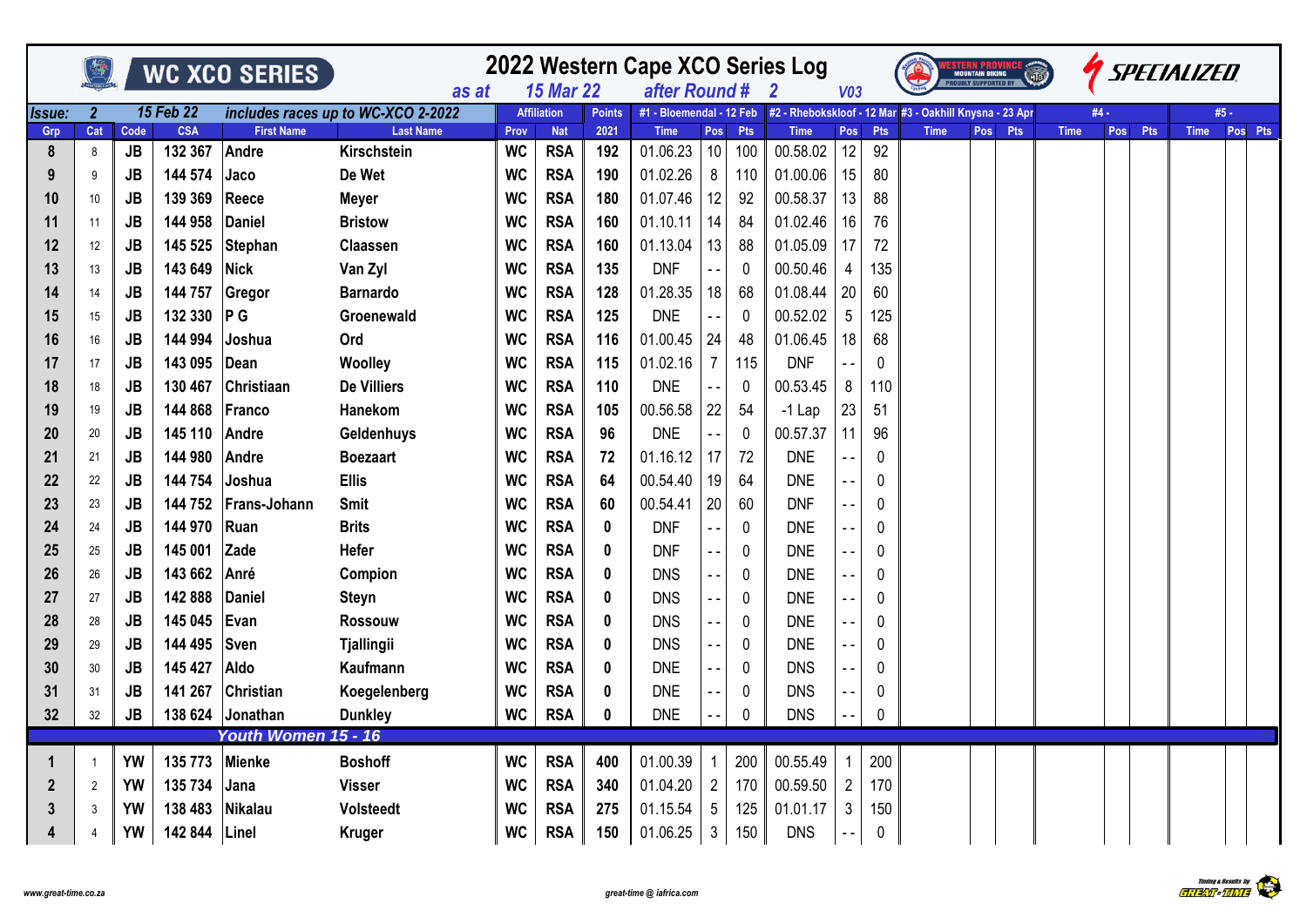# WC XCO SERIES

## 2022 Western Cape XCO Series Log

as at 15 Mar 22 after Round # 2 V03

Issue: 2 — 15 Feb 22 — includes races up to WC-XCO 2-2022

| Grp | Cat | Code | CSA | First Name | Last Name | Prov | Nat | Points 2021 | #1 - Bloemendal - 12 Feb Time | Pos | Pts | #2 - Rhebokskloof - 12 Mar Time | Pos | Pts | #3 - Oakhill Knysna - 23 Apr Time | Pos | Pts | #4 - Time | Pos | Pts | #5 - Time | Pos | Pts |
|---|---|---|---|---|---|---|---|---|---|---|---|---|---|---|---|---|---|---|---|---|---|---|---|
| 8 | 8 | JB | 132 367 | Andre | Kirschstein | WC | RSA | 192 | 01.06.23 | 10 | 100 | 00.58.02 | 12 | 92 | | | | | | | | | |
| 9 | 9 | JB | 144 574 | Jaco | De Wet | WC | RSA | 190 | 01.02.26 | 8 | 110 | 01.00.06 | 15 | 80 | | | | | | | | | |
| 10 | 10 | JB | 139 369 | Reece | Meyer | WC | RSA | 180 | 01.07.46 | 12 | 92 | 00.58.37 | 13 | 88 | | | | | | | | | |
| 11 | 11 | JB | 144 958 | Daniel | Bristow | WC | RSA | 160 | 01.10.11 | 14 | 84 | 01.02.46 | 16 | 76 | | | | | | | | | |
| 12 | 12 | JB | 145 525 | Stephan | Claassen | WC | RSA | 160 | 01.13.04 | 13 | 88 | 01.05.09 | 17 | 72 | | | | | | | | | |
| 13 | 13 | JB | 143 649 | Nick | Van Zyl | WC | RSA | 135 | DNF | - - | 0 | 00.50.46 | 4 | 135 | | | | | | | | | |
| 14 | 14 | JB | 144 757 | Gregor | Barnardo | WC | RSA | 128 | 01.28.35 | 18 | 68 | 01.08.44 | 20 | 60 | | | | | | | | | |
| 15 | 15 | JB | 132 330 | P G | Groenewald | WC | RSA | 125 | DNE | - - | 0 | 00.52.02 | 5 | 125 | | | | | | | | | |
| 16 | 16 | JB | 144 994 | Joshua | Ord | WC | RSA | 116 | 01.00.45 | 24 | 48 | 01.06.45 | 18 | 68 | | | | | | | | | |
| 17 | 17 | JB | 143 095 | Dean | Woolley | WC | RSA | 115 | 01.02.16 | 7 | 115 | DNF | - - | 0 | | | | | | | | | |
| 18 | 18 | JB | 130 467 | Christiaan | De Villiers | WC | RSA | 110 | DNE | - - | 0 | 00.53.45 | 8 | 110 | | | | | | | | | |
| 19 | 19 | JB | 144 868 | Franco | Hanekom | WC | RSA | 105 | 00.56.58 | 22 | 54 | -1 Lap | 23 | 51 | | | | | | | | | |
| 20 | 20 | JB | 145 110 | Andre | Geldenhuys | WC | RSA | 96 | DNE | - - | 0 | 00.57.37 | 11 | 96 | | | | | | | | | |
| 21 | 21 | JB | 144 980 | Andre | Boezaart | WC | RSA | 72 | 01.16.12 | 17 | 72 | DNE | - - | 0 | | | | | | | | | |
| 22 | 22 | JB | 144 754 | Joshua | Ellis | WC | RSA | 64 | 00.54.40 | 19 | 64 | DNE | - - | 0 | | | | | | | | | |
| 23 | 23 | JB | 144 752 | Frans-Johann | Smit | WC | RSA | 60 | 00.54.41 | 20 | 60 | DNF | - - | 0 | | | | | | | | | |
| 24 | 24 | JB | 144 970 | Ruan | Brits | WC | RSA | 0 | DNF | - - | 0 | DNE | - - | 0 | | | | | | | | | |
| 25 | 25 | JB | 145 001 | Zade | Hefer | WC | RSA | 0 | DNF | - - | 0 | DNE | - - | 0 | | | | | | | | | |
| 26 | 26 | JB | 143 662 | Anré | Compion | WC | RSA | 0 | DNS | - - | 0 | DNE | - - | 0 | | | | | | | | | |
| 27 | 27 | JB | 142 888 | Daniel | Steyn | WC | RSA | 0 | DNS | - - | 0 | DNE | - - | 0 | | | | | | | | | |
| 28 | 28 | JB | 145 045 | Evan | Rossouw | WC | RSA | 0 | DNS | - - | 0 | DNE | - - | 0 | | | | | | | | | |
| 29 | 29 | JB | 144 495 | Sven | Tjallingii | WC | RSA | 0 | DNS | - - | 0 | DNE | - - | 0 | | | | | | | | | |
| 30 | 30 | JB | 145 427 | Aldo | Kaufmann | WC | RSA | 0 | DNE | - - | 0 | DNS | - - | 0 | | | | | | | | | |
| 31 | 31 | JB | 141 267 | Christian | Koegelenberg | WC | RSA | 0 | DNE | - - | 0 | DNS | - - | 0 | | | | | | | | | |
| 32 | 32 | JB | 138 624 | Jonathan | Dunkley | WC | RSA | 0 | DNE | - - | 0 | DNS | - - | 0 | | | | | | | | | |
| | | | | **Youth Women 15 - 16** | | | | | | | | | | | | | | | | | | | |
| 1 | 1 | YW | 135 773 | Mienke | Boshoff | WC | RSA | 400 | 01.00.39 | 1 | 200 | 00.55.49 | 1 | 200 | | | | | | | | | |
| 2 | 2 | YW | 135 734 | Jana | Visser | WC | RSA | 340 | 01.04.20 | 2 | 170 | 00.59.50 | 2 | 170 | | | | | | | | | |
| 3 | 3 | YW | 138 483 | Nikalau | Volsteedt | WC | RSA | 275 | 01.15.54 | 5 | 125 | 01.01.17 | 3 | 150 | | | | | | | | | |
| 4 | 4 | YW | 142 844 | Linel | Kruger | WC | RSA | 150 | 01.06.25 | 3 | 150 | DNS | - - | 0 | | | | | | | | | |

www.great-time.co.za — great-time @ iafrica.com — Timing & Results by GREAT-TIME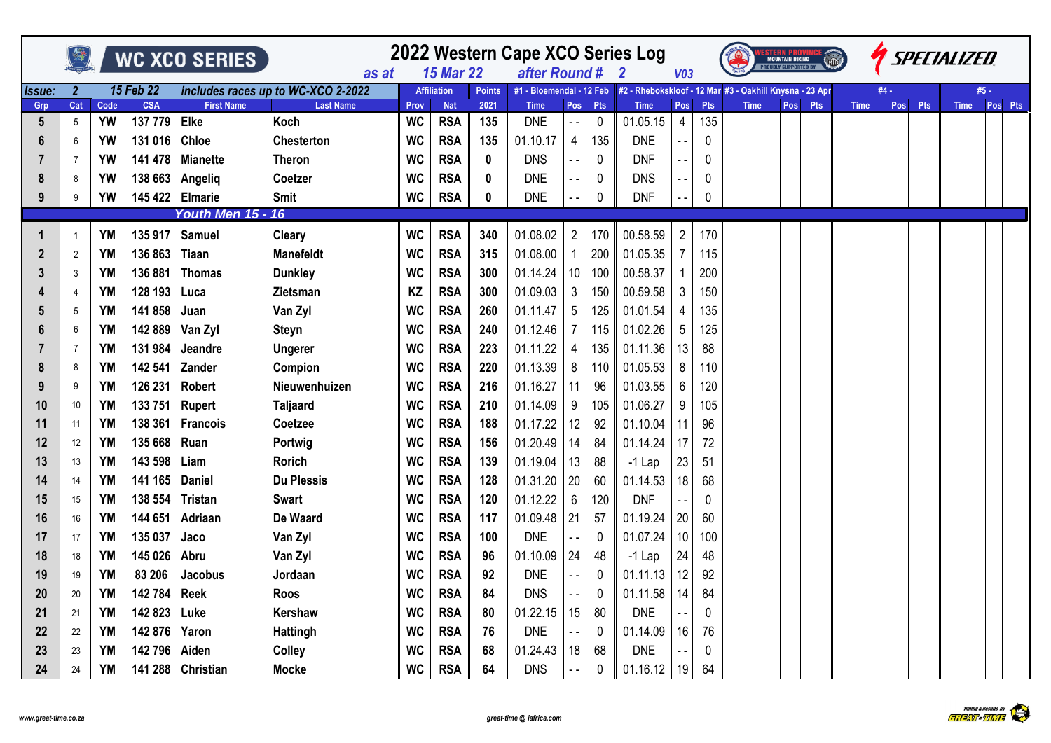# 2022 Western Cape XCO Series Log

WC XCO SERIES — as at 15 Mar 22 — after Round # 2 — V03

Issue: 2 — 15 Feb 22 — includes races up to WC-XCO 2-2022

| Grp | Cat | Code | CSA | First Name | Last Name | Affiliation Prov | Affiliation Nat | Points 2021 | #1 - Bloemendal - 12 Feb Time | Pos | Pts | #2 - Rhebokskloof - 12 Mar Time | Pos | Pts | #3 - Oakhill Knysna - 23 Apr Time | Pos | Pts | #4 - Time | Pos | Pts | #5 - Time | Pos | Pts |
|---|---|---|---|---|---|---|---|---|---|---|---|---|---|---|---|---|---|---|---|---|---|---|---|
| 5 | 5 | YW | 137 779 | Elke | Koch | WC | RSA | 135 | DNE | - - | 0 | 01.05.15 | 4 | 135 | | | | | | | | | |
| 6 | 6 | YW | 131 016 | Chloe | Chesterton | WC | RSA | 135 | 01.10.17 | 4 | 135 | DNE | - - | 0 | | | | | | | | | |
| 7 | 7 | YW | 141 478 | Mianette | Theron | WC | RSA | 0 | DNS | - - | 0 | DNF | - - | 0 | | | | | | | | | |
| 8 | 8 | YW | 138 663 | Angeliq | Coetzer | WC | RSA | 0 | DNE | - - | 0 | DNS | - - | 0 | | | | | | | | | |
| 9 | 9 | YW | 145 422 | Elmarie | Smit | WC | RSA | 0 | DNE | - - | 0 | DNF | - - | 0 | | | | | | | | | |
| | | | | ***Youth Men 15 - 16*** | | | | | | | | | | | | | | | | | | | |
| 1 | 1 | YM | 135 917 | Samuel | Cleary | WC | RSA | 340 | 01.08.02 | 2 | 170 | 00.58.59 | 2 | 170 | | | | | | | | | |
| 2 | 2 | YM | 136 863 | Tiaan | Manefeldt | WC | RSA | 315 | 01.08.00 | 1 | 200 | 01.05.35 | 7 | 115 | | | | | | | | | |
| 3 | 3 | YM | 136 881 | Thomas | Dunkley | WC | RSA | 300 | 01.14.24 | 10 | 100 | 00.58.37 | 1 | 200 | | | | | | | | | |
| 4 | 4 | YM | 128 193 | Luca | Zietsman | KZ | RSA | 300 | 01.09.03 | 3 | 150 | 00.59.58 | 3 | 150 | | | | | | | | | |
| 5 | 5 | YM | 141 858 | Juan | Van Zyl | WC | RSA | 260 | 01.11.47 | 5 | 125 | 01.01.54 | 4 | 135 | | | | | | | | | |
| 6 | 6 | YM | 142 889 | Van Zyl | Steyn | WC | RSA | 240 | 01.12.46 | 7 | 115 | 01.02.26 | 5 | 125 | | | | | | | | | |
| 7 | 7 | YM | 131 984 | Jeandre | Ungerer | WC | RSA | 223 | 01.11.22 | 4 | 135 | 01.11.36 | 13 | 88 | | | | | | | | | |
| 8 | 8 | YM | 142 541 | Zander | Compion | WC | RSA | 220 | 01.13.39 | 8 | 110 | 01.05.53 | 8 | 110 | | | | | | | | | |
| 9 | 9 | YM | 126 231 | Robert | Nieuwenhuizen | WC | RSA | 216 | 01.16.27 | 11 | 96 | 01.03.55 | 6 | 120 | | | | | | | | | |
| 10 | 10 | YM | 133 751 | Rupert | Taljaard | WC | RSA | 210 | 01.14.09 | 9 | 105 | 01.06.27 | 9 | 105 | | | | | | | | | |
| 11 | 11 | YM | 138 361 | Francois | Coetzee | WC | RSA | 188 | 01.17.22 | 12 | 92 | 01.10.04 | 11 | 96 | | | | | | | | | |
| 12 | 12 | YM | 135 668 | Ruan | Portwig | WC | RSA | 156 | 01.20.49 | 14 | 84 | 01.14.24 | 17 | 72 | | | | | | | | | |
| 13 | 13 | YM | 143 598 | Liam | Rorich | WC | RSA | 139 | 01.19.04 | 13 | 88 | -1 Lap | 23 | 51 | | | | | | | | | |
| 14 | 14 | YM | 141 165 | Daniel | Du Plessis | WC | RSA | 128 | 01.31.20 | 20 | 60 | 01.14.53 | 18 | 68 | | | | | | | | | |
| 15 | 15 | YM | 138 554 | Tristan | Swart | WC | RSA | 120 | 01.12.22 | 6 | 120 | DNF | - - | 0 | | | | | | | | | |
| 16 | 16 | YM | 144 651 | Adriaan | De Waard | WC | RSA | 117 | 01.09.48 | 21 | 57 | 01.19.24 | 20 | 60 | | | | | | | | | |
| 17 | 17 | YM | 135 037 | Jaco | Van Zyl | WC | RSA | 100 | DNE | - - | 0 | 01.07.24 | 10 | 100 | | | | | | | | | |
| 18 | 18 | YM | 145 026 | Abru | Van Zyl | WC | RSA | 96 | 01.10.09 | 24 | 48 | -1 Lap | 24 | 48 | | | | | | | | | |
| 19 | 19 | YM | 83 206 | Jacobus | Jordaan | WC | RSA | 92 | DNE | - - | 0 | 01.11.13 | 12 | 92 | | | | | | | | | |
| 20 | 20 | YM | 142 784 | Reek | Roos | WC | RSA | 84 | DNS | - - | 0 | 01.11.58 | 14 | 84 | | | | | | | | | |
| 21 | 21 | YM | 142 823 | Luke | Kershaw | WC | RSA | 80 | 01.22.15 | 15 | 80 | DNE | - - | 0 | | | | | | | | | |
| 22 | 22 | YM | 142 876 | Yaron | Hattingh | WC | RSA | 76 | DNE | - - | 0 | 01.14.09 | 16 | 76 | | | | | | | | | |
| 23 | 23 | YM | 142 796 | Aiden | Colley | WC | RSA | 68 | 01.24.43 | 18 | 68 | DNE | - - | 0 | | | | | | | | | |
| 24 | 24 | YM | 141 288 | Christian | Mocke | WC | RSA | 64 | DNS | - - | 0 | 01.16.12 | 19 | 64 | | | | | | | | | |

www.great-time.co.za — great-time @ iafrica.com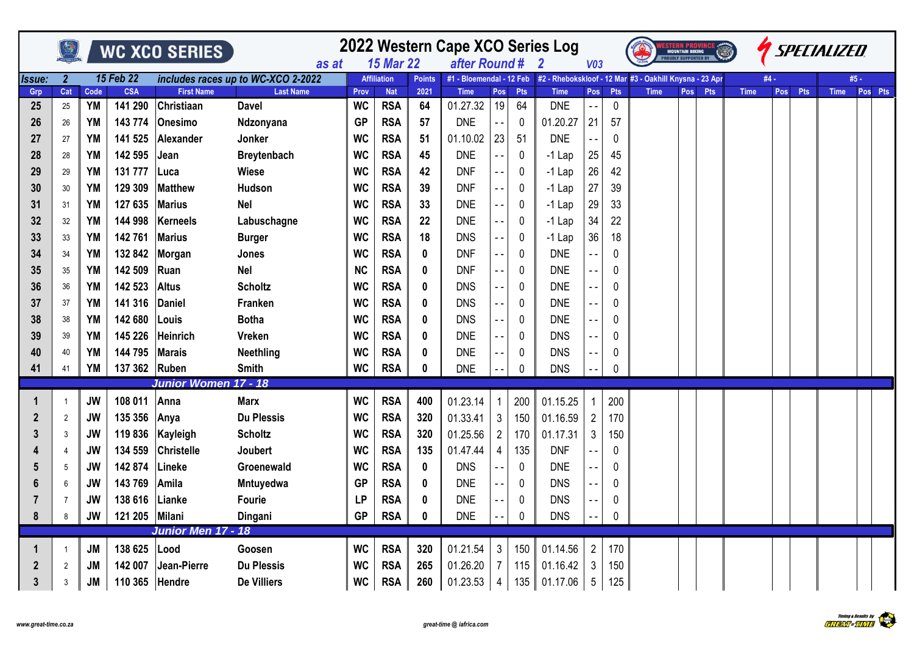# 2022 Western Cape XCO Series Log

WC XCO SERIES

as at 15 Mar 22 after Round # 2 V03

Issue: 2 15 Feb 22 includes races up to WC-XCO 2-2022

| Grp | Cat | Code | CSA | First Name | Last Name | Prov | Nat | Points 2021 | #1 - Bloemendal - 12 Feb Time | Pos | Pts | #2 - Rhebokskloof - 12 Mar Time | Pos | Pts | #3 - Oakhill Knysna - 23 Apr Time | Pos | Pts | #4 - Time | Pos | Pts | #5 - Time | Pos | Pts |
|---|---|---|---|---|---|---|---|---|---|---|---|---|---|---|---|---|---|---|---|---|---|---|---|
| 25 | 25 | YM | 141 290 | Christiaan | Davel | WC | RSA | 64 | 01.27.32 | 19 | 64 | DNE | - - | 0 | | | | | | | | | |
| 26 | 26 | YM | 143 774 | Onesimo | Ndzonyana | GP | RSA | 57 | DNE | - - | 0 | 01.20.27 | 21 | 57 | | | | | | | | | |
| 27 | 27 | YM | 141 525 | Alexander | Jonker | WC | RSA | 51 | 01.10.02 | 23 | 51 | DNE | - - | 0 | | | | | | | | | |
| 28 | 28 | YM | 142 595 | Jean | Breytenbach | WC | RSA | 45 | DNE | - - | 0 | -1 Lap | 25 | 45 | | | | | | | | | |
| 29 | 29 | YM | 131 777 | Luca | Wiese | WC | RSA | 42 | DNF | - - | 0 | -1 Lap | 26 | 42 | | | | | | | | | |
| 30 | 30 | YM | 129 309 | Matthew | Hudson | WC | RSA | 39 | DNF | - - | 0 | -1 Lap | 27 | 39 | | | | | | | | | |
| 31 | 31 | YM | 127 635 | Marius | Nel | WC | RSA | 33 | DNE | - - | 0 | -1 Lap | 29 | 33 | | | | | | | | | |
| 32 | 32 | YM | 144 998 | Kerneels | Labuschagne | WC | RSA | 22 | DNE | - - | 0 | -1 Lap | 34 | 22 | | | | | | | | | |
| 33 | 33 | YM | 142 761 | Marius | Burger | WC | RSA | 18 | DNS | - - | 0 | -1 Lap | 36 | 18 | | | | | | | | | |
| 34 | 34 | YM | 132 842 | Morgan | Jones | WC | RSA | 0 | DNF | - - | 0 | DNE | - - | 0 | | | | | | | | | |
| 35 | 35 | YM | 142 509 | Ruan | Nel | NC | RSA | 0 | DNF | - - | 0 | DNE | - - | 0 | | | | | | | | | |
| 36 | 36 | YM | 142 523 | Altus | Scholtz | WC | RSA | 0 | DNS | - - | 0 | DNE | - - | 0 | | | | | | | | | |
| 37 | 37 | YM | 141 316 | Daniel | Franken | WC | RSA | 0 | DNS | - - | 0 | DNE | - - | 0 | | | | | | | | | |
| 38 | 38 | YM | 142 680 | Louis | Botha | WC | RSA | 0 | DNS | - - | 0 | DNE | - - | 0 | | | | | | | | | |
| 39 | 39 | YM | 145 226 | Heinrich | Vreken | WC | RSA | 0 | DNE | - - | 0 | DNS | - - | 0 | | | | | | | | | |
| 40 | 40 | YM | 144 795 | Marais | Neethling | WC | RSA | 0 | DNE | - - | 0 | DNS | - - | 0 | | | | | | | | | |
| 41 | 41 | YM | 137 362 | Ruben | Smith | WC | RSA | 0 | DNE | - - | 0 | DNS | - - | 0 | | | | | | | | | |
| | | | | **Junior Women 17 - 18** | | | | | | | | | | | | | | | | | | | |
| 1 | 1 | JW | 108 011 | Anna | Marx | WC | RSA | 400 | 01.23.14 | 1 | 200 | 01.15.25 | 1 | 200 | | | | | | | | | |
| 2 | 2 | JW | 135 356 | Anya | Du Plessis | WC | RSA | 320 | 01.33.41 | 3 | 150 | 01.16.59 | 2 | 170 | | | | | | | | | |
| 3 | 3 | JW | 119 836 | Kayleigh | Scholtz | WC | RSA | 320 | 01.25.56 | 2 | 170 | 01.17.31 | 3 | 150 | | | | | | | | | |
| 4 | 4 | JW | 134 559 | Christelle | Joubert | WC | RSA | 135 | 01.47.44 | 4 | 135 | DNF | - - | 0 | | | | | | | | | |
| 5 | 5 | JW | 142 874 | Lineke | Groenewald | WC | RSA | 0 | DNS | - - | 0 | DNE | - - | 0 | | | | | | | | | |
| 6 | 6 | JW | 143 769 | Amila | Mntuyedwa | GP | RSA | 0 | DNE | - - | 0 | DNS | - - | 0 | | | | | | | | | |
| 7 | 7 | JW | 138 616 | Lianke | Fourie | LP | RSA | 0 | DNE | - - | 0 | DNS | - - | 0 | | | | | | | | | |
| 8 | 8 | JW | 121 205 | Milani | Dingani | GP | RSA | 0 | DNE | - - | 0 | DNS | - - | 0 | | | | | | | | | |
| | | | | **Junior Men 17 - 18** | | | | | | | | | | | | | | | | | | | |
| 1 | 1 | JM | 138 625 | Lood | Goosen | WC | RSA | 320 | 01.21.54 | 3 | 150 | 01.14.56 | 2 | 170 | | | | | | | | | |
| 2 | 2 | JM | 142 007 | Jean-Pierre | Du Plessis | WC | RSA | 265 | 01.26.20 | 7 | 115 | 01.16.42 | 3 | 150 | | | | | | | | | |
| 3 | 3 | JM | 110 365 | Hendre | De Villiers | WC | RSA | 260 | 01.23.53 | 4 | 135 | 01.17.06 | 5 | 125 | | | | | | | | | |

www.great-time.co.za great-time @ iafrica.com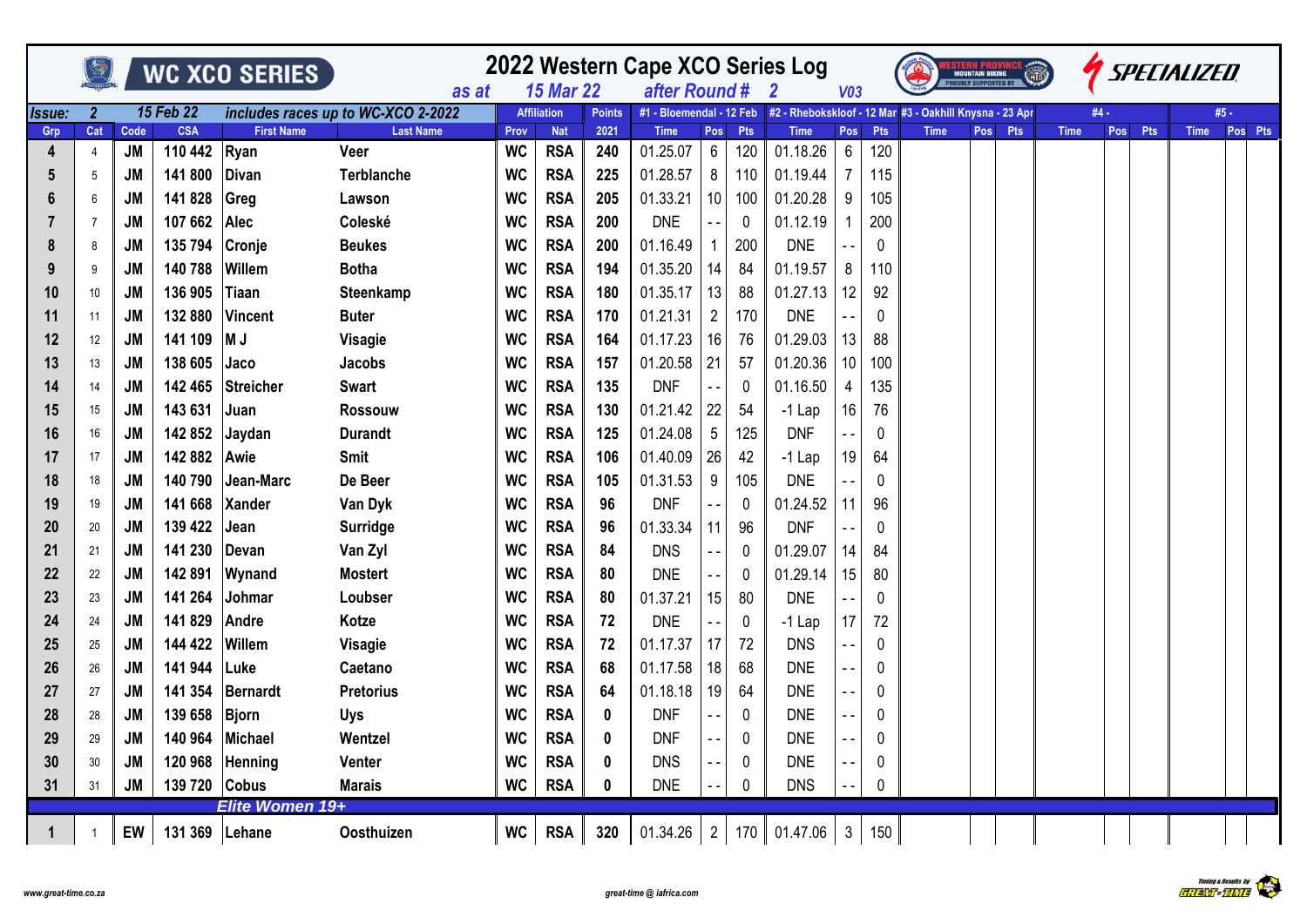# WC XCO SERIES

## 2022 Western Cape XCO Series Log

as at **15 Mar 22** after Round # **2** V03

Issue: **2** 15 Feb 22 includes races up to WC-XCO 2-2022

| Grp | Cat | Code | CSA | First Name | Last Name | Prov | Nat | Points 2021 | #1 - Bloemendal - 12 Feb Time | Pos | Pts | #2 - Rhebokskloof - 12 Mar Time | Pos | Pts | #3 - Oakhill Knysna - 23 Apr Time | Pos | Pts | #4 - Time | Pos | Pts | #5 - Time | Pos | Pts |
|---|---|---|---|---|---|---|---|---|---|---|---|---|---|---|---|---|---|---|---|---|---|---|---|
| 4 | 4 | JM | 110 442 | Ryan | Veer | WC | RSA | 240 | 01.25.07 | 6 | 120 | 01.18.26 | 6 | 120 | | | | | | | | | |
| 5 | 5 | JM | 141 800 | Divan | Terblanche | WC | RSA | 225 | 01.28.57 | 8 | 110 | 01.19.44 | 7 | 115 | | | | | | | | | |
| 6 | 6 | JM | 141 828 | Greg | Lawson | WC | RSA | 205 | 01.33.21 | 10 | 100 | 01.20.28 | 9 | 105 | | | | | | | | | |
| 7 | 7 | JM | 107 662 | Alec | Coleské | WC | RSA | 200 | DNE | - - | 0 | 01.12.19 | 1 | 200 | | | | | | | | | |
| 8 | 8 | JM | 135 794 | Cronje | Beukes | WC | RSA | 200 | 01.16.49 | 1 | 200 | DNE | - - | 0 | | | | | | | | | |
| 9 | 9 | JM | 140 788 | Willem | Botha | WC | RSA | 194 | 01.35.20 | 14 | 84 | 01.19.57 | 8 | 110 | | | | | | | | | |
| 10 | 10 | JM | 136 905 | Tiaan | Steenkamp | WC | RSA | 180 | 01.35.17 | 13 | 88 | 01.27.13 | 12 | 92 | | | | | | | | | |
| 11 | 11 | JM | 132 880 | Vincent | Buter | WC | RSA | 170 | 01.21.31 | 2 | 170 | DNE | - - | 0 | | | | | | | | | |
| 12 | 12 | JM | 141 109 | M J | Visagie | WC | RSA | 164 | 01.17.23 | 16 | 76 | 01.29.03 | 13 | 88 | | | | | | | | | |
| 13 | 13 | JM | 138 605 | Jaco | Jacobs | WC | RSA | 157 | 01.20.58 | 21 | 57 | 01.20.36 | 10 | 100 | | | | | | | | | |
| 14 | 14 | JM | 142 465 | Streicher | Swart | WC | RSA | 135 | DNF | - - | 0 | 01.16.50 | 4 | 135 | | | | | | | | | |
| 15 | 15 | JM | 143 631 | Juan | Rossouw | WC | RSA | 130 | 01.21.42 | 22 | 54 | -1 Lap | 16 | 76 | | | | | | | | | |
| 16 | 16 | JM | 142 852 | Jaydan | Durandt | WC | RSA | 125 | 01.24.08 | 5 | 125 | DNF | - - | 0 | | | | | | | | | |
| 17 | 17 | JM | 142 882 | Awie | Smit | WC | RSA | 106 | 01.40.09 | 26 | 42 | -1 Lap | 19 | 64 | | | | | | | | | |
| 18 | 18 | JM | 140 790 | Jean-Marc | De Beer | WC | RSA | 105 | 01.31.53 | 9 | 105 | DNE | - - | 0 | | | | | | | | | |
| 19 | 19 | JM | 141 668 | Xander | Van Dyk | WC | RSA | 96 | DNF | - - | 0 | 01.24.52 | 11 | 96 | | | | | | | | | |
| 20 | 20 | JM | 139 422 | Jean | Surridge | WC | RSA | 96 | 01.33.34 | 11 | 96 | DNF | - - | 0 | | | | | | | | | |
| 21 | 21 | JM | 141 230 | Devan | Van Zyl | WC | RSA | 84 | DNS | - - | 0 | 01.29.07 | 14 | 84 | | | | | | | | | |
| 22 | 22 | JM | 142 891 | Wynand | Mostert | WC | RSA | 80 | DNE | - - | 0 | 01.29.14 | 15 | 80 | | | | | | | | | |
| 23 | 23 | JM | 141 264 | Johmar | Loubser | WC | RSA | 80 | 01.37.21 | 15 | 80 | DNE | - - | 0 | | | | | | | | | |
| 24 | 24 | JM | 141 829 | Andre | Kotze | WC | RSA | 72 | DNE | - - | 0 | -1 Lap | 17 | 72 | | | | | | | | | |
| 25 | 25 | JM | 144 422 | Willem | Visagie | WC | RSA | 72 | 01.17.37 | 17 | 72 | DNS | - - | 0 | | | | | | | | | |
| 26 | 26 | JM | 141 944 | Luke | Caetano | WC | RSA | 68 | 01.17.58 | 18 | 68 | DNE | - - | 0 | | | | | | | | | |
| 27 | 27 | JM | 141 354 | Bernardt | Pretorius | WC | RSA | 64 | 01.18.18 | 19 | 64 | DNE | - - | 0 | | | | | | | | | |
| 28 | 28 | JM | 139 658 | Bjorn | Uys | WC | RSA | 0 | DNF | - - | 0 | DNE | - - | 0 | | | | | | | | | |
| 29 | 29 | JM | 140 964 | Michael | Wentzel | WC | RSA | 0 | DNF | - - | 0 | DNE | - - | 0 | | | | | | | | | |
| 30 | 30 | JM | 120 968 | Henning | Venter | WC | RSA | 0 | DNS | - - | 0 | DNE | - - | 0 | | | | | | | | | |
| 31 | 31 | JM | 139 720 | Cobus | Marais | WC | RSA | 0 | DNE | - - | 0 | DNS | - - | 0 | | | | | | | | | |
| | | | | **Elite Women 19+** | | | | | | | | | | | | | | | | | | | |
| 1 | 1 | EW | 131 369 | Lehane | Oosthuizen | WC | RSA | 320 | 01.34.26 | 2 | 170 | 01.47.06 | 3 | 150 | | | | | | | | | |

www.great-time.co.za

great-time @ iafrica.com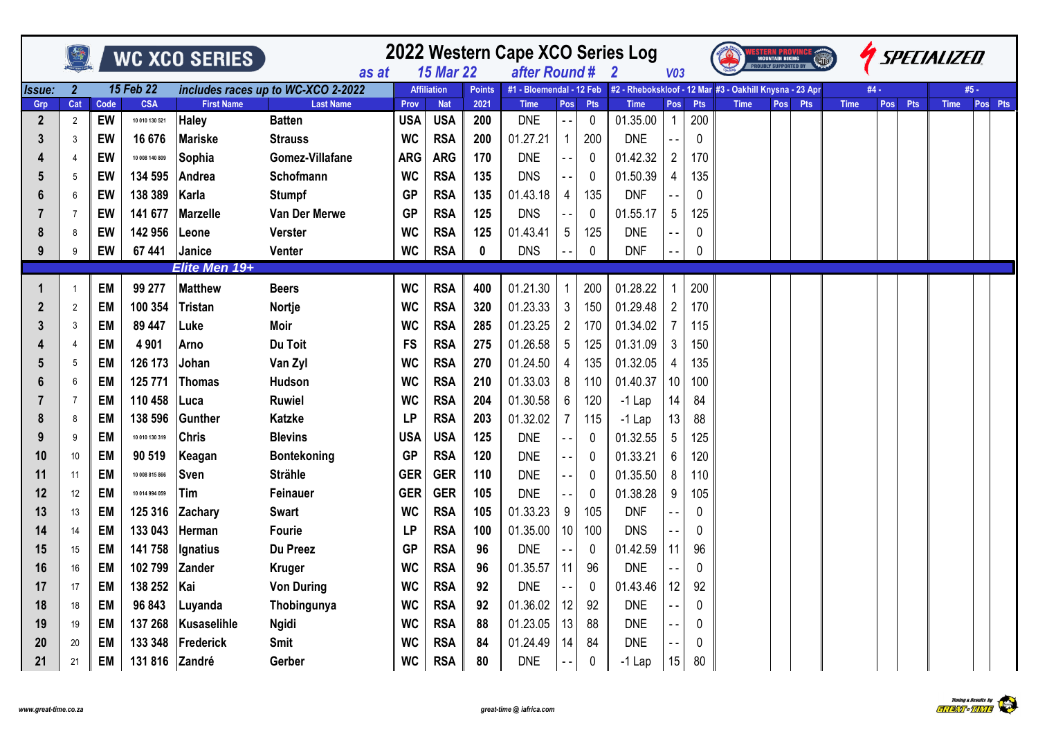# 2022 Western Cape XCO Series Log

WC XCO SERIES — as at 15 Mar 22 — after Round # 2 — V03

Issue: 2 — 15 Feb 22 — includes races up to WC-XCO 2-2022

| Grp | Cat | Code | CSA | First Name | Last Name | Affiliation Prov | Affiliation Nat | Points 2021 | #1 - Bloemendal - 12 Feb Time | Pos | Pts | #2 - Rhebokskloof - 12 Mar Time | Pos | Pts | #3 - Oakhill Knysna - 23 Apr Time | Pos | Pts | #4 - Time | Pos | Pts | #5 - Time | Pos | Pts |
|---|---|---|---|---|---|---|---|---|---|---|---|---|---|---|---|---|---|---|---|---|---|---|---|
| 2 | 2 | EW | 10 010 130 521 | Haley | Batten | USA | USA | 200 | DNE | - - | 0 | 01.35.00 | 1 | 200 | | | | | | | | | |
| 3 | 3 | EW | 16 676 | Mariske | Strauss | WC | RSA | 200 | 01.27.21 | 1 | 200 | DNE | - - | 0 | | | | | | | | | |
| 4 | 4 | EW | 10 008 140 809 | Sophia | Gomez-Villafane | ARG | ARG | 170 | DNE | - - | 0 | 01.42.32 | 2 | 170 | | | | | | | | | |
| 5 | 5 | EW | 134 595 | Andrea | Schofmann | WC | RSA | 135 | DNS | - - | 0 | 01.50.39 | 4 | 135 | | | | | | | | | |
| 6 | 6 | EW | 138 389 | Karla | Stumpf | GP | RSA | 135 | 01.43.18 | 4 | 135 | DNF | - - | 0 | | | | | | | | | |
| 7 | 7 | EW | 141 677 | Marzelle | Van Der Merwe | GP | RSA | 125 | DNS | - - | 0 | 01.55.17 | 5 | 125 | | | | | | | | | |
| 8 | 8 | EW | 142 956 | Leone | Verster | WC | RSA | 125 | 01.43.41 | 5 | 125 | DNE | - - | 0 | | | | | | | | | |
| 9 | 9 | EW | 67 441 | Janice | Venter | WC | RSA | 0 | DNS | - - | 0 | DNF | - - | 0 | | | | | | | | | |
| | | | | **Elite Men 19+** | | | | | | | | | | | | | | | | | | | |
| 1 | 1 | EM | 99 277 | Matthew | Beers | WC | RSA | 400 | 01.21.30 | 1 | 200 | 01.28.22 | 1 | 200 | | | | | | | | | |
| 2 | 2 | EM | 100 354 | Tristan | Nortje | WC | RSA | 320 | 01.23.33 | 3 | 150 | 01.29.48 | 2 | 170 | | | | | | | | | |
| 3 | 3 | EM | 89 447 | Luke | Moir | WC | RSA | 285 | 01.23.25 | 2 | 170 | 01.34.02 | 7 | 115 | | | | | | | | | |
| 4 | 4 | EM | 4 901 | Arno | Du Toit | FS | RSA | 275 | 01.26.58 | 5 | 125 | 01.31.09 | 3 | 150 | | | | | | | | | |
| 5 | 5 | EM | 126 173 | Johan | Van Zyl | WC | RSA | 270 | 01.24.50 | 4 | 135 | 01.32.05 | 4 | 135 | | | | | | | | | |
| 6 | 6 | EM | 125 771 | Thomas | Hudson | WC | RSA | 210 | 01.33.03 | 8 | 110 | 01.40.37 | 10 | 100 | | | | | | | | | |
| 7 | 7 | EM | 110 458 | Luca | Ruwiel | WC | RSA | 204 | 01.30.58 | 6 | 120 | -1 Lap | 14 | 84 | | | | | | | | | |
| 8 | 8 | EM | 138 596 | Gunther | Katzke | LP | RSA | 203 | 01.32.02 | 7 | 115 | -1 Lap | 13 | 88 | | | | | | | | | |
| 9 | 9 | EM | 10 010 130 319 | Chris | Blevins | USA | USA | 125 | DNE | - - | 0 | 01.32.55 | 5 | 125 | | | | | | | | | |
| 10 | 10 | EM | 90 519 | Keagan | Bontekoning | GP | RSA | 120 | DNE | - - | 0 | 01.33.21 | 6 | 120 | | | | | | | | | |
| 11 | 11 | EM | 10 008 815 866 | Sven | Strähle | GER | GER | 110 | DNE | - - | 0 | 01.35.50 | 8 | 110 | | | | | | | | | |
| 12 | 12 | EM | 10 014 994 059 | Tim | Feinauer | GER | GER | 105 | DNE | - - | 0 | 01.38.28 | 9 | 105 | | | | | | | | | |
| 13 | 13 | EM | 125 316 | Zachary | Swart | WC | RSA | 105 | 01.33.23 | 9 | 105 | DNF | - - | 0 | | | | | | | | | |
| 14 | 14 | EM | 133 043 | Herman | Fourie | LP | RSA | 100 | 01.35.00 | 10 | 100 | DNS | - - | 0 | | | | | | | | | |
| 15 | 15 | EM | 141 758 | Ignatius | Du Preez | GP | RSA | 96 | DNE | - - | 0 | 01.42.59 | 11 | 96 | | | | | | | | | |
| 16 | 16 | EM | 102 799 | Zander | Kruger | WC | RSA | 96 | 01.35.57 | 11 | 96 | DNE | - - | 0 | | | | | | | | | |
| 17 | 17 | EM | 138 252 | Kai | Von During | WC | RSA | 92 | DNE | - - | 0 | 01.43.46 | 12 | 92 | | | | | | | | | |
| 18 | 18 | EM | 96 843 | Luyanda | Thobingunya | WC | RSA | 92 | 01.36.02 | 12 | 92 | DNE | - - | 0 | | | | | | | | | |
| 19 | 19 | EM | 137 268 | Kusaselihle | Ngidi | WC | RSA | 88 | 01.23.05 | 13 | 88 | DNE | - - | 0 | | | | | | | | | |
| 20 | 20 | EM | 133 348 | Frederick | Smit | WC | RSA | 84 | 01.24.49 | 14 | 84 | DNE | - - | 0 | | | | | | | | | |
| 21 | 21 | EM | 131 816 | Zandré | Gerber | WC | RSA | 80 | DNE | - - | 0 | -1 Lap | 15 | 80 | | | | | | | | | |

www.great-time.co.za — great-time @ iafrica.com — Timing & Results by GREAT-TIME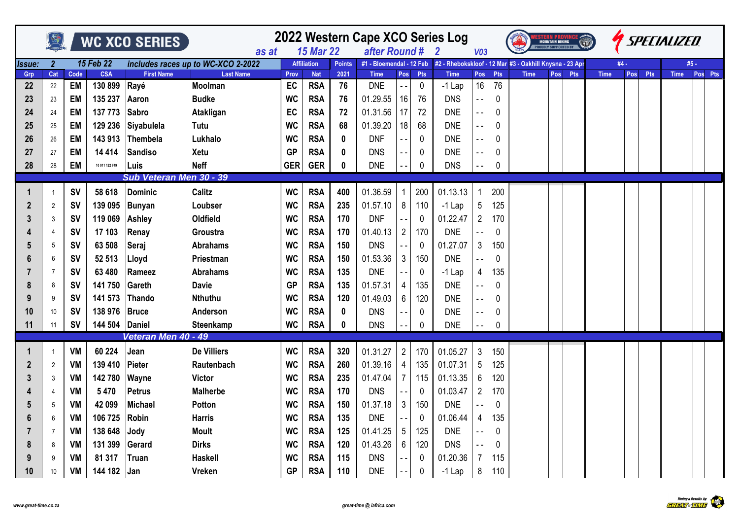# 2022 Western Cape XCO Series Log

WC XCO SERIES

as at 15 Mar 22 after Round # 2 V03

Issue: 2 15 Feb 22 includes races up to WC-XCO 2-2022

| Grp | Cat | Code | CSA | First Name | Last Name | Affiliation Prov | Affiliation Nat | Points 2021 | #1 - Bloemendal - 12 Feb Time | Pos | Pts | #2 - Rhebokskloof - 12 Mar Time | Pos | Pts | #3 - Oakhill Knysna - 23 Apr Time | Pos | Pts | #4 - Time | Pos | Pts | #5 - Time | Pos | Pts |
|---|---|---|---|---|---|---|---|---|---|---|---|---|---|---|---|---|---|---|---|---|---|---|---|
| 22 | 22 | EM | 130 899 | Rayé | Moolman | EC | RSA | 76 | DNE | - - | 0 | -1 Lap | 16 | 76 | | | | | | | | | |
| 23 | 23 | EM | 135 237 | Aaron | Budke | WC | RSA | 76 | 01.29.55 | 16 | 76 | DNS | - - | 0 | | | | | | | | | |
| 24 | 24 | EM | 137 773 | Sabro | Atakligan | EC | RSA | 72 | 01.31.56 | 17 | 72 | DNE | - - | 0 | | | | | | | | | |
| 25 | 25 | EM | 129 236 | Siyabulela | Tutu | WC | RSA | 68 | 01.39.20 | 18 | 68 | DNE | - - | 0 | | | | | | | | | |
| 26 | 26 | EM | 143 913 | Thembela | Lukhalo | WC | RSA | 0 | DNF | - - | 0 | DNE | - - | 0 | | | | | | | | | |
| 27 | 27 | EM | 14 414 | Sandiso | Xetu | GP | RSA | 0 | DNS | - - | 0 | DNE | - - | 0 | | | | | | | | | |
| 28 | 28 | EM | 10 011 122 749 | Luis | Neff | GER | GER | 0 | DNE | - - | 0 | DNS | - - | 0 | | | | | | | | | |
| | | | | **Sub Veteran Men 30 - 39** | | | | | | | | | | | | | | | | | | | |
| 1 | 1 | SV | 58 618 | Dominic | Calitz | WC | RSA | 400 | 01.36.59 | 1 | 200 | 01.13.13 | 1 | 200 | | | | | | | | | |
| 2 | 2 | SV | 139 095 | Bunyan | Loubser | WC | RSA | 235 | 01.57.10 | 8 | 110 | -1 Lap | 5 | 125 | | | | | | | | | |
| 3 | 3 | SV | 119 069 | Ashley | Oldfield | WC | RSA | 170 | DNF | - - | 0 | 01.22.47 | 2 | 170 | | | | | | | | | |
| 4 | 4 | SV | 17 103 | Renay | Groustra | WC | RSA | 170 | 01.40.13 | 2 | 170 | DNE | - - | 0 | | | | | | | | | |
| 5 | 5 | SV | 63 508 | Seraj | Abrahams | WC | RSA | 150 | DNS | - - | 0 | 01.27.07 | 3 | 150 | | | | | | | | | |
| 6 | 6 | SV | 52 513 | Lloyd | Priestman | WC | RSA | 150 | 01.53.36 | 3 | 150 | DNE | - - | 0 | | | | | | | | | |
| 7 | 7 | SV | 63 480 | Rameez | Abrahams | WC | RSA | 135 | DNE | - - | 0 | -1 Lap | 4 | 135 | | | | | | | | | |
| 8 | 8 | SV | 141 750 | Gareth | Davie | GP | RSA | 135 | 01.57.31 | 4 | 135 | DNE | - - | 0 | | | | | | | | | |
| 9 | 9 | SV | 141 573 | Thando | Nthuthu | WC | RSA | 120 | 01.49.03 | 6 | 120 | DNE | - - | 0 | | | | | | | | | |
| 10 | 10 | SV | 138 976 | Bruce | Anderson | WC | RSA | 0 | DNS | - - | 0 | DNE | - - | 0 | | | | | | | | | |
| 11 | 11 | SV | 144 504 | Daniel | Steenkamp | WC | RSA | 0 | DNS | - - | 0 | DNE | - - | 0 | | | | | | | | | |
| | | | | **Veteran Men 40 - 49** | | | | | | | | | | | | | | | | | | | |
| 1 | 1 | VM | 60 224 | Jean | De Villiers | WC | RSA | 320 | 01.31.27 | 2 | 170 | 01.05.27 | 3 | 150 | | | | | | | | | |
| 2 | 2 | VM | 139 410 | Pieter | Rautenbach | WC | RSA | 260 | 01.39.16 | 4 | 135 | 01.07.31 | 5 | 125 | | | | | | | | | |
| 3 | 3 | VM | 142 780 | Wayne | Victor | WC | RSA | 235 | 01.47.04 | 7 | 115 | 01.13.35 | 6 | 120 | | | | | | | | | |
| 4 | 4 | VM | 5 470 | Petrus | Malherbe | WC | RSA | 170 | DNS | - - | 0 | 01.03.47 | 2 | 170 | | | | | | | | | |
| 5 | 5 | VM | 42 099 | Michael | Potton | WC | RSA | 150 | 01.37.18 | 3 | 150 | DNE | - - | 0 | | | | | | | | | |
| 6 | 6 | VM | 106 725 | Robin | Harris | WC | RSA | 135 | DNE | - - | 0 | 01.06.44 | 4 | 135 | | | | | | | | | |
| 7 | 7 | VM | 138 648 | Jody | Moult | WC | RSA | 125 | 01.41.25 | 5 | 125 | DNE | - - | 0 | | | | | | | | | |
| 8 | 8 | VM | 131 399 | Gerard | Dirks | WC | RSA | 120 | 01.43.26 | 6 | 120 | DNS | - - | 0 | | | | | | | | | |
| 9 | 9 | VM | 81 317 | Truan | Haskell | WC | RSA | 115 | DNS | - - | 0 | 01.20.36 | 7 | 115 | | | | | | | | | |
| 10 | 10 | VM | 144 182 | Jan | Vreken | GP | RSA | 110 | DNE | - - | 0 | -1 Lap | 8 | 110 | | | | | | | | | |

www.great-time.co.za great-time @ iafrica.com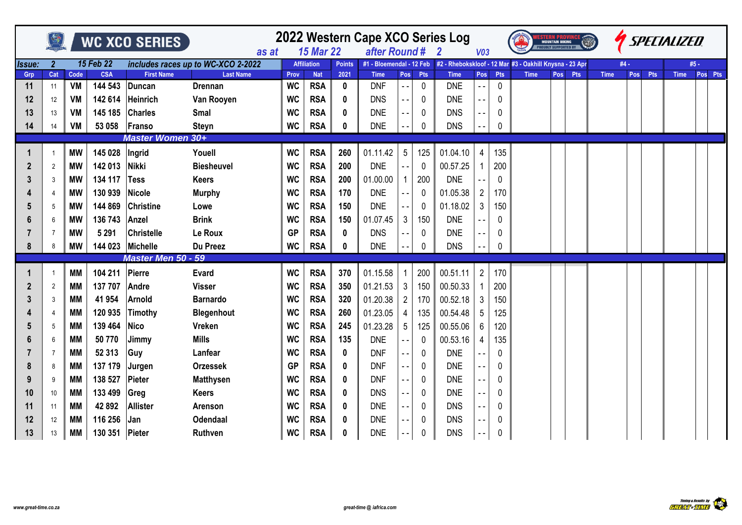# 2022 Western Cape XCO Series Log

WC XCO SERIES — as at 15 Mar 22 — after Round # 2 — V03

Issue: 2 — 15 Feb 22 — includes races up to WC-XCO 2-2022

| Grp | Cat | Code | CSA | First Name | Last Name | Affiliation Prov | Nat | Points 2021 | #1 - Bloemendal - 12 Feb Time | Pos | Pts | #2 - Rhebokskloof - 12 Mar Time | Pos | Pts | #3 - Oakhill Knysna - 23 Apr Time | Pos | Pts | #4 - Time | Pos | Pts | #5 - Time | Pos | Pts |
|---|---|---|---|---|---|---|---|---|---|---|---|---|---|---|---|---|---|---|---|---|---|---|---|
| 11 | 11 | VM | 144 543 | Duncan | Drennan | WC | RSA | 0 | DNF | - - | 0 | DNE | - - | 0 | | | | | | | | | |
| 12 | 12 | VM | 142 614 | Heinrich | Van Rooyen | WC | RSA | 0 | DNS | - - | 0 | DNE | - - | 0 | | | | | | | | | |
| 13 | 13 | VM | 145 185 | Charles | Smal | WC | RSA | 0 | DNE | - - | 0 | DNS | - - | 0 | | | | | | | | | |
| 14 | 14 | VM | 53 058 | Franso | Steyn | WC | RSA | 0 | DNE | - - | 0 | DNS | - - | 0 | | | | | | | | | |
| | | | | **Master Women 30+** | | | | | | | | | | | | | | | | | | | |
| 1 | 1 | MW | 145 028 | Ingrid | Youell | WC | RSA | 260 | 01.11.42 | 5 | 125 | 01.04.10 | 4 | 135 | | | | | | | | | |
| 2 | 2 | MW | 142 013 | Nikki | Biesheuvel | WC | RSA | 200 | DNE | - - | 0 | 00.57.25 | 1 | 200 | | | | | | | | | |
| 3 | 3 | MW | 134 117 | Tess | Keers | WC | RSA | 200 | 01.00.00 | 1 | 200 | DNE | - - | 0 | | | | | | | | | |
| 4 | 4 | MW | 130 939 | Nicole | Murphy | WC | RSA | 170 | DNE | - - | 0 | 01.05.38 | 2 | 170 | | | | | | | | | |
| 5 | 5 | MW | 144 869 | Christine | Lowe | WC | RSA | 150 | DNE | - - | 0 | 01.18.02 | 3 | 150 | | | | | | | | | |
| 6 | 6 | MW | 136 743 | Anzel | Brink | WC | RSA | 150 | 01.07.45 | 3 | 150 | DNE | - - | 0 | | | | | | | | | |
| 7 | 7 | MW | 5 291 | Christelle | Le Roux | GP | RSA | 0 | DNS | - - | 0 | DNE | - - | 0 | | | | | | | | | |
| 8 | 8 | MW | 144 023 | Michelle | Du Preez | WC | RSA | 0 | DNE | - - | 0 | DNS | - - | 0 | | | | | | | | | |
| | | | | **Master Men 50 - 59** | | | | | | | | | | | | | | | | | | | |
| 1 | 1 | MM | 104 211 | Pierre | Evard | WC | RSA | 370 | 01.15.58 | 1 | 200 | 00.51.11 | 2 | 170 | | | | | | | | | |
| 2 | 2 | MM | 137 707 | Andre | Visser | WC | RSA | 350 | 01.21.53 | 3 | 150 | 00.50.33 | 1 | 200 | | | | | | | | | |
| 3 | 3 | MM | 41 954 | Arnold | Barnardo | WC | RSA | 320 | 01.20.38 | 2 | 170 | 00.52.18 | 3 | 150 | | | | | | | | | |
| 4 | 4 | MM | 120 935 | Timothy | Blegenhout | WC | RSA | 260 | 01.23.05 | 4 | 135 | 00.54.48 | 5 | 125 | | | | | | | | | |
| 5 | 5 | MM | 139 464 | Nico | Vreken | WC | RSA | 245 | 01.23.28 | 5 | 125 | 00.55.06 | 6 | 120 | | | | | | | | | |
| 6 | 6 | MM | 50 770 | Jimmy | Mills | WC | RSA | 135 | DNE | - - | 0 | 00.53.16 | 4 | 135 | | | | | | | | | |
| 7 | 7 | MM | 52 313 | Guy | Lanfear | WC | RSA | 0 | DNF | - - | 0 | DNE | - - | 0 | | | | | | | | | |
| 8 | 8 | MM | 137 179 | Jurgen | Orzessek | GP | RSA | 0 | DNF | - - | 0 | DNE | - - | 0 | | | | | | | | | |
| 9 | 9 | MM | 138 527 | Pieter | Matthysen | WC | RSA | 0 | DNF | - - | 0 | DNE | - - | 0 | | | | | | | | | |
| 10 | 10 | MM | 133 499 | Greg | Keers | WC | RSA | 0 | DNS | - - | 0 | DNE | - - | 0 | | | | | | | | | |
| 11 | 11 | MM | 42 892 | Allister | Arenson | WC | RSA | 0 | DNE | - - | 0 | DNS | - - | 0 | | | | | | | | | |
| 12 | 12 | MM | 116 256 | Jan | Odendaal | WC | RSA | 0 | DNE | - - | 0 | DNS | - - | 0 | | | | | | | | | |
| 13 | 13 | MM | 130 351 | Pieter | Ruthven | WC | RSA | 0 | DNE | - - | 0 | DNS | - - | 0 | | | | | | | | | |

www.great-time.co.za — great-time @ iafrica.com